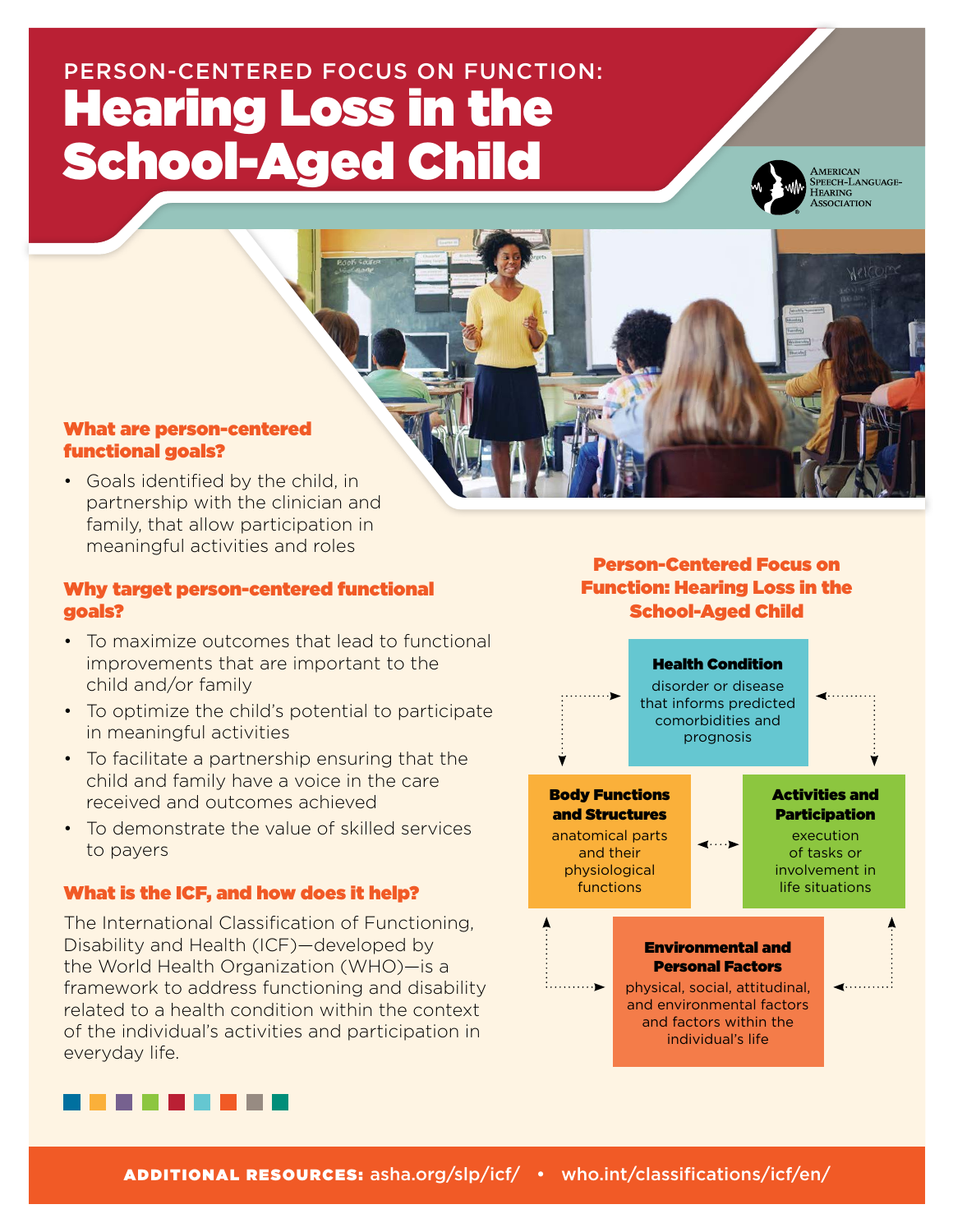PERSON-CENTERED FOCUS ON FUNCTION:

# Hearing Loss in the School-Aged Child

AMERICAN SPEECH-LANGUAGE-HEARING ASSOCIATION

## What are person-centered functional goals?

- Goals identified by the child, in partnership with the clinician and family, that allow participation in meaningful activities and roles

## Why target person-centered functional goals?

- To maximize outcomes that lead to functional improvements that are important to the child and/or family
- To optimize the child's potential to participate in meaningful activities
- To facilitate a partnership ensuring that the child and family have a voice in the care received and outcomes achieved
- To demonstrate the value of skilled services to payers

## What is the ICF, and how does it help?

The International Classification of Functioning, Disability and Health (ICF)—developed by the World Health Organization (WHO)—is a framework to address functioning and disability related to a health condition within the context of the individual's activities and participation in everyday life.

## Person-Centered Focus on Function: Hearing Loss in the School-Aged Child

**Health Condition**
disorder or disease that informs predicted comorbidities and prognosis

**Body Functions and Structures**
anatomical parts and their physiological functions

**Activities and Participation**
execution of tasks or involvement in life situations

**Environmental and Personal Factors**
physical, social, attitudinal, and environmental factors and factors within the individual's life

**ADDITIONAL RESOURCES:** asha.org/slp/icf/ • who.int/classifications/icf/en/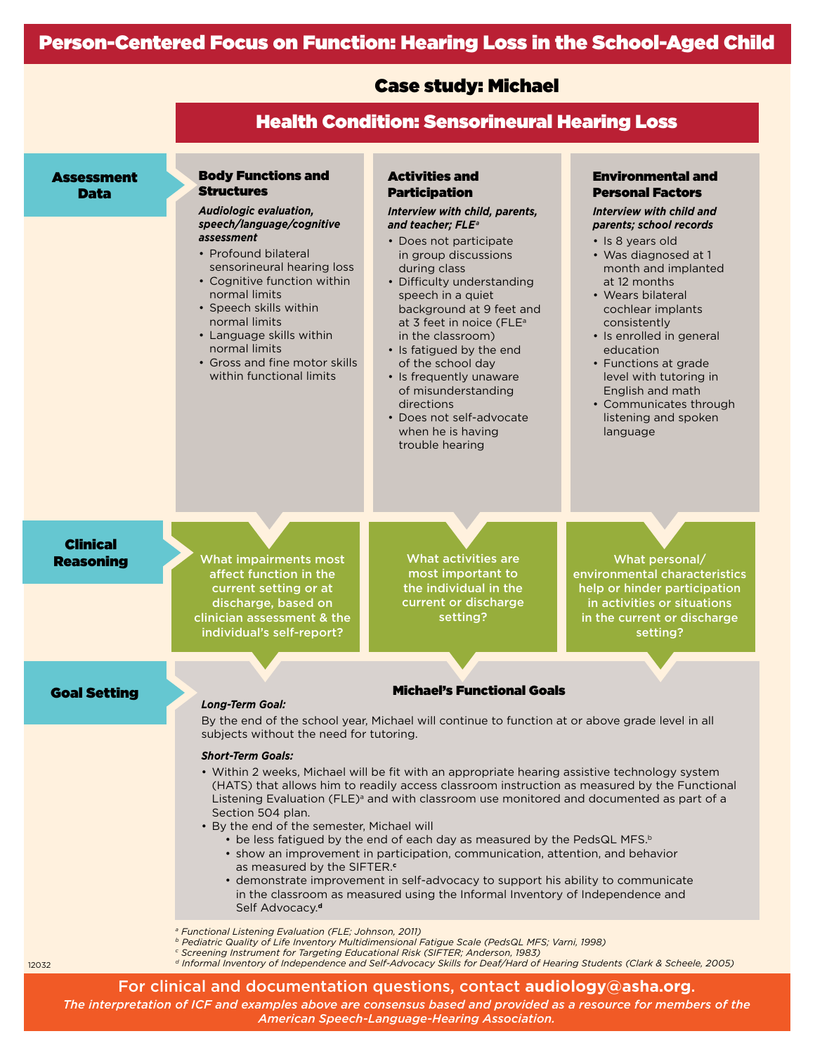# Person-Centered Focus on Function: Hearing Loss in the School-Aged Child

## Case study: Michael

## Health Condition: Sensorineural Hearing Loss

### Assessment Data

#### Body Functions and Structures

*Audiologic evaluation, speech/language/cognitive assessment*

- Profound bilateral sensorineural hearing loss
- Cognitive function within normal limits
- Speech skills within normal limits
- Language skills within normal limits
- Gross and fine motor skills within functional limits

#### Activities and Participation

*Interview with child, parents, and teacher; FLE[a]*

- Does not participate in group discussions during class
- Difficulty understanding speech in a quiet background at 9 feet and at 3 feet in noice (FLE[a] in the classroom)
- Is fatigued by the end of the school day
- Is frequently unaware of misunderstanding directions
- Does not self-advocate when he is having trouble hearing

#### Environmental and Personal Factors

*Interview with child and parents; school records*

- Is 8 years old
- Was diagnosed at 1 month and implanted at 12 months
- Wears bilateral cochlear implants consistently
- Is enrolled in general education
- Functions at grade level with tutoring in English and math
- Communicates through listening and spoken language

### Clinical Reasoning

What impairments most affect function in the current setting or at discharge, based on clinician assessment & the individual's self-report?

What activities are most important to the individual in the current or discharge setting?

What personal/environmental characteristics help or hinder participation in activities or situations in the current or discharge setting?

### Goal Setting

#### Michael's Functional Goals

***Long-Term Goal:***

By the end of the school year, Michael will continue to function at or above grade level in all subjects without the need for tutoring.

***Short-Term Goals:***

- Within 2 weeks, Michael will be fit with an appropriate hearing assistive technology system (HATS) that allows him to readily access classroom instruction as measured by the Functional Listening Evaluation (FLE)[a] and with classroom use monitored and documented as part of a Section 504 plan.
- By the end of the semester, Michael will
  - be less fatigued by the end of each day as measured by the PedsQL MFS.[b]
  - show an improvement in participation, communication, attention, and behavior as measured by the SIFTER.[c]
  - demonstrate improvement in self-advocacy to support his ability to communicate in the classroom as measured using the Informal Inventory of Independence and Self Advocacy.[d]

*[a] Functional Listening Evaluation (FLE; Johnson, 2011)*
*[b] Pediatric Quality of Life Inventory Multidimensional Fatigue Scale (PedsQL MFS; Varni, 1998)*
*[c] Screening Instrument for Targeting Educational Risk (SIFTER; Anderson, 1983)*
*[d] Informal Inventory of Independence and Self-Advocacy Skills for Deaf/Hard of Hearing Students (Clark & Scheele, 2005)*

12032

For clinical and documentation questions, contact **audiology@asha.org**.

*The interpretation of ICF and examples above are consensus based and provided as a resource for members of the American Speech-Language-Hearing Association.*